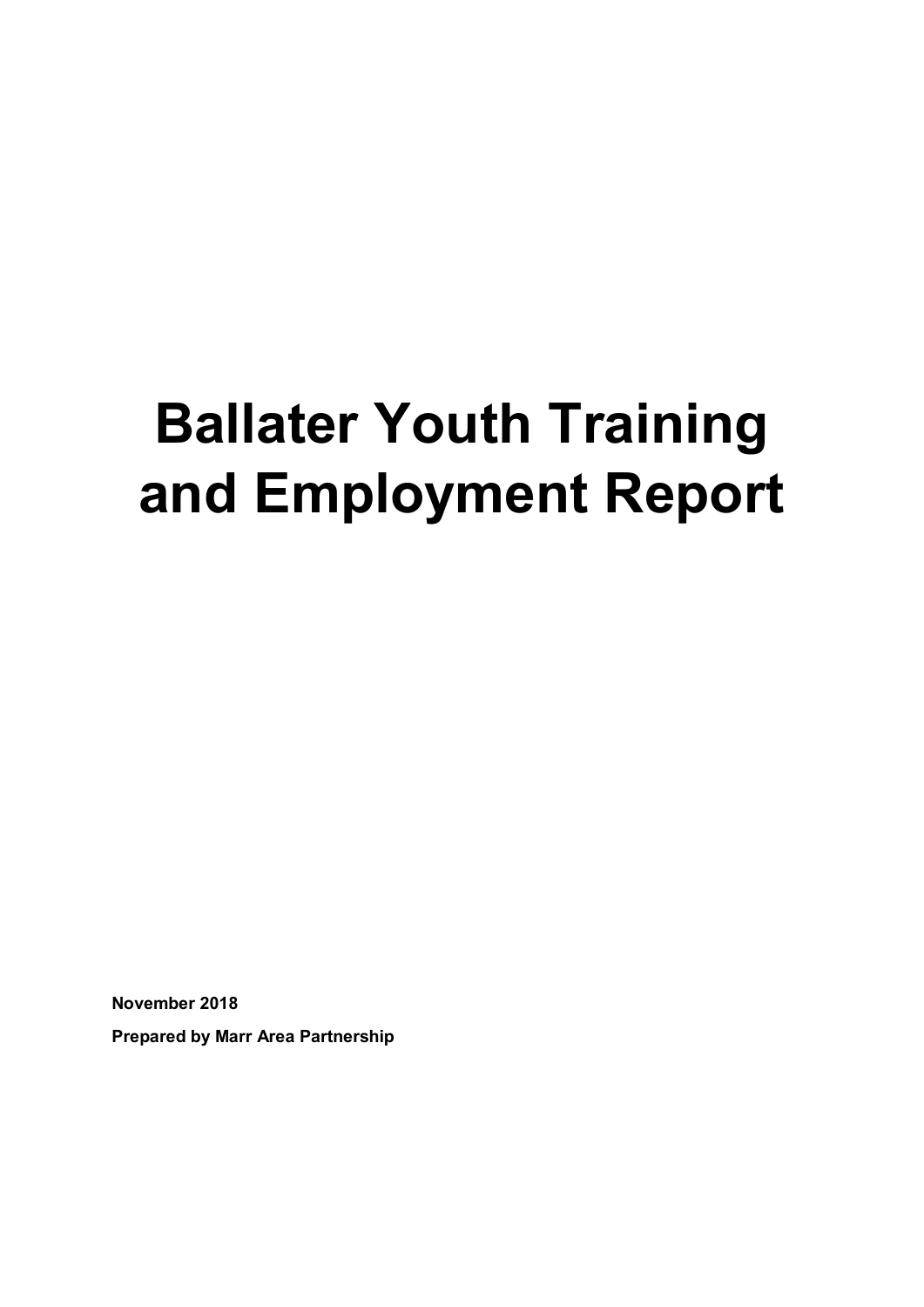# Ballater Youth Training and Employment Report

**November 2018**

**Prepared by Marr Area Partnership**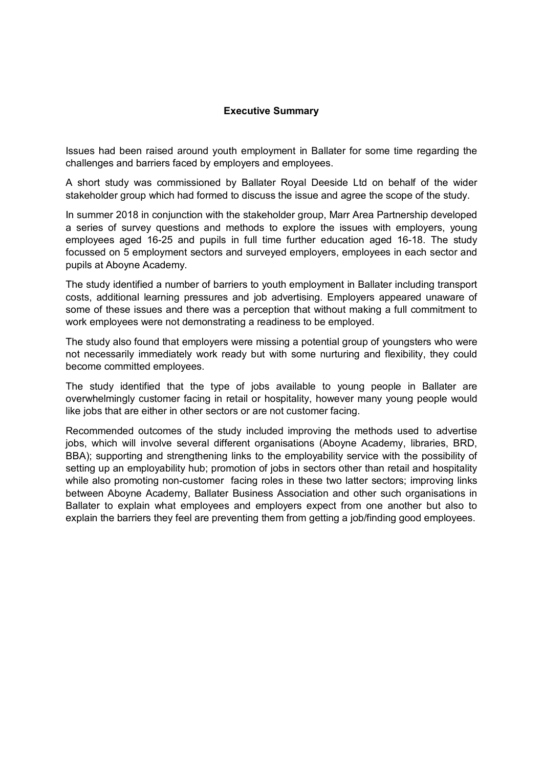## Executive Summary

Issues had been raised around youth employment in Ballater for some time regarding the challenges and barriers faced by employers and employees.

A short study was commissioned by Ballater Royal Deeside Ltd on behalf of the wider stakeholder group which had formed to discuss the issue and agree the scope of the study.

In summer 2018 in conjunction with the stakeholder group, Marr Area Partnership developed a series of survey questions and methods to explore the issues with employers, young employees aged 16-25 and pupils in full time further education aged 16-18. The study focussed on 5 employment sectors and surveyed employers, employees in each sector and pupils at Aboyne Academy.

The study identified a number of barriers to youth employment in Ballater including transport costs, additional learning pressures and job advertising. Employers appeared unaware of some of these issues and there was a perception that without making a full commitment to work employees were not demonstrating a readiness to be employed.

The study also found that employers were missing a potential group of youngsters who were not necessarily immediately work ready but with some nurturing and flexibility, they could become committed employees.

The study identified that the type of jobs available to young people in Ballater are overwhelmingly customer facing in retail or hospitality, however many young people would like jobs that are either in other sectors or are not customer facing.

Recommended outcomes of the study included improving the methods used to advertise jobs, which will involve several different organisations (Aboyne Academy, libraries, BRD, BBA); supporting and strengthening links to the employability service with the possibility of setting up an employability hub; promotion of jobs in sectors other than retail and hospitality while also promoting non-customer facing roles in these two latter sectors; improving links between Aboyne Academy, Ballater Business Association and other such organisations in Ballater to explain what employees and employers expect from one another but also to explain the barriers they feel are preventing them from getting a job/finding good employees.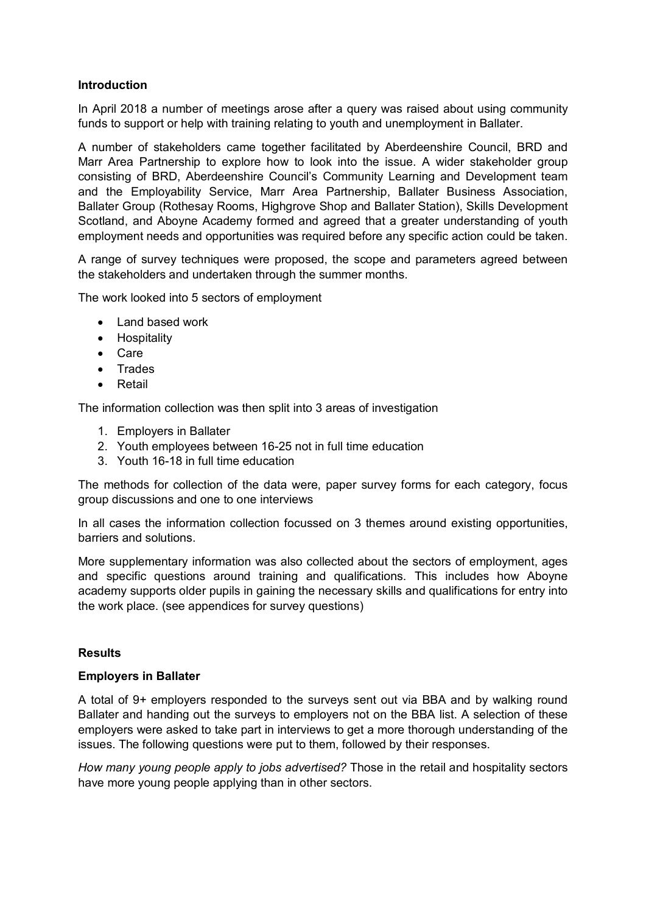## Introduction

In April 2018 a number of meetings arose after a query was raised about using community funds to support or help with training relating to youth and unemployment in Ballater.

A number of stakeholders came together facilitated by Aberdeenshire Council, BRD and Marr Area Partnership to explore how to look into the issue. A wider stakeholder group consisting of BRD, Aberdeenshire Council's Community Learning and Development team and the Employability Service, Marr Area Partnership, Ballater Business Association, Ballater Group (Rothesay Rooms, Highgrove Shop and Ballater Station), Skills Development Scotland, and Aboyne Academy formed and agreed that a greater understanding of youth employment needs and opportunities was required before any specific action could be taken.

A range of survey techniques were proposed, the scope and parameters agreed between the stakeholders and undertaken through the summer months.

The work looked into 5 sectors of employment

- Land based work
- Hospitality
- Care
- Trades
- Retail

The information collection was then split into 3 areas of investigation

1. Employers in Ballater
2. Youth employees between 16-25 not in full time education
3. Youth 16-18 in full time education

The methods for collection of the data were, paper survey forms for each category, focus group discussions and one to one interviews

In all cases the information collection focussed on 3 themes around existing opportunities, barriers and solutions.

More supplementary information was also collected about the sectors of employment, ages and specific questions around training and qualifications. This includes how Aboyne academy supports older pupils in gaining the necessary skills and qualifications for entry into the work place. (see appendices for survey questions)

## Results

### Employers in Ballater

A total of 9+ employers responded to the surveys sent out via BBA and by walking round Ballater and handing out the surveys to employers not on the BBA list. A selection of these employers were asked to take part in interviews to get a more thorough understanding of the issues. The following questions were put to them, followed by their responses.

*How many young people apply to jobs advertised?* Those in the retail and hospitality sectors have more young people applying than in other sectors.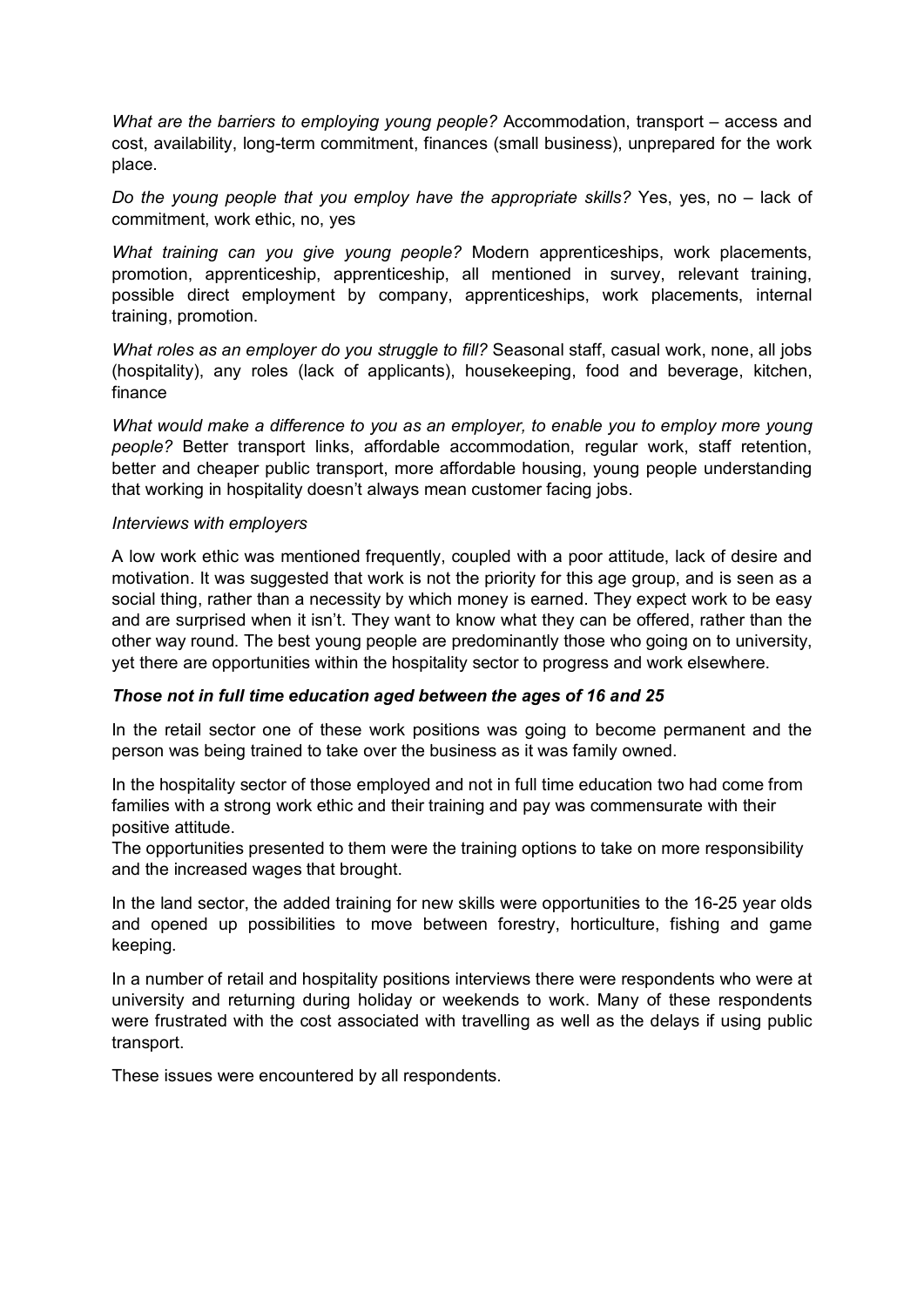*What are the barriers to employing young people?* Accommodation, transport – access and cost, availability, long-term commitment, finances (small business), unprepared for the work place.

*Do the young people that you employ have the appropriate skills?* Yes, yes, no – lack of commitment, work ethic, no, yes

*What training can you give young people?* Modern apprenticeships, work placements, promotion, apprenticeship, apprenticeship, all mentioned in survey, relevant training, possible direct employment by company, apprenticeships, work placements, internal training, promotion.

*What roles as an employer do you struggle to fill?* Seasonal staff, casual work, none, all jobs (hospitality), any roles (lack of applicants), housekeeping, food and beverage, kitchen, finance

*What would make a difference to you as an employer, to enable you to employ more young people?* Better transport links, affordable accommodation, regular work, staff retention, better and cheaper public transport, more affordable housing, young people understanding that working in hospitality doesn't always mean customer facing jobs.

*Interviews with employers*

A low work ethic was mentioned frequently, coupled with a poor attitude, lack of desire and motivation. It was suggested that work is not the priority for this age group, and is seen as a social thing, rather than a necessity by which money is earned. They expect work to be easy and are surprised when it isn't. They want to know what they can be offered, rather than the other way round. The best young people are predominantly those who going on to university, yet there are opportunities within the hospitality sector to progress and work elsewhere.

***Those not in full time education aged between the ages of 16 and 25***

In the retail sector one of these work positions was going to become permanent and the person was being trained to take over the business as it was family owned.

In the hospitality sector of those employed and not in full time education two had come from families with a strong work ethic and their training and pay was commensurate with their positive attitude.
The opportunities presented to them were the training options to take on more responsibility and the increased wages that brought.

In the land sector, the added training for new skills were opportunities to the 16-25 year olds and opened up possibilities to move between forestry, horticulture, fishing and game keeping.

In a number of retail and hospitality positions interviews there were respondents who were at university and returning during holiday or weekends to work. Many of these respondents were frustrated with the cost associated with travelling as well as the delays if using public transport.

These issues were encountered by all respondents.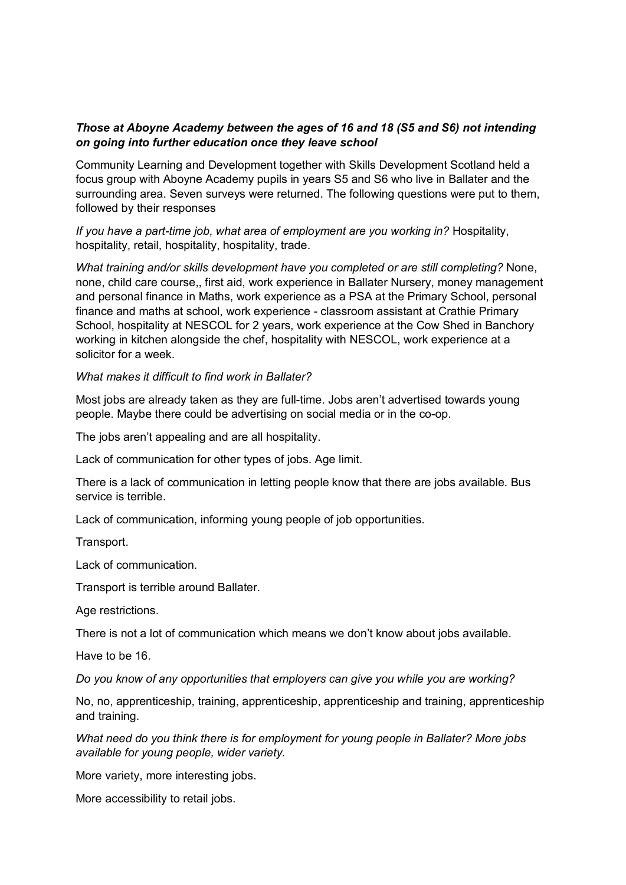***Those at Aboyne Academy between the ages of 16 and 18 (S5 and S6) not intending on going into further education once they leave school***

Community Learning and Development together with Skills Development Scotland held a focus group with Aboyne Academy pupils in years S5 and S6 who live in Ballater and the surrounding area. Seven surveys were returned. The following questions were put to them, followed by their responses

*If you have a part-time job, what area of employment are you working in?* Hospitality, hospitality, retail, hospitality, hospitality, trade.

*What training and/or skills development have you completed or are still completing?* None, none, child care course,, first aid, work experience in Ballater Nursery, money management and personal finance in Maths, work experience as a PSA at the Primary School, personal finance and maths at school, work experience - classroom assistant at Crathie Primary School, hospitality at NESCOL for 2 years, work experience at the Cow Shed in Banchory working in kitchen alongside the chef, hospitality with NESCOL, work experience at a solicitor for a week.

*What makes it difficult to find work in Ballater?*

Most jobs are already taken as they are full-time. Jobs aren't advertised towards young people. Maybe there could be advertising on social media or in the co-op.

The jobs aren't appealing and are all hospitality.

Lack of communication for other types of jobs. Age limit.

There is a lack of communication in letting people know that there are jobs available. Bus service is terrible.

Lack of communication, informing young people of job opportunities.

Transport.

Lack of communication.

Transport is terrible around Ballater.

Age restrictions.

There is not a lot of communication which means we don't know about jobs available.

Have to be 16.

*Do you know of any opportunities that employers can give you while you are working?*

No, no, apprenticeship, training, apprenticeship, apprenticeship and training, apprenticeship and training.

*What need do you think there is for employment for young people in Ballater? More jobs available for young people, wider variety.*

More variety, more interesting jobs.

More accessibility to retail jobs.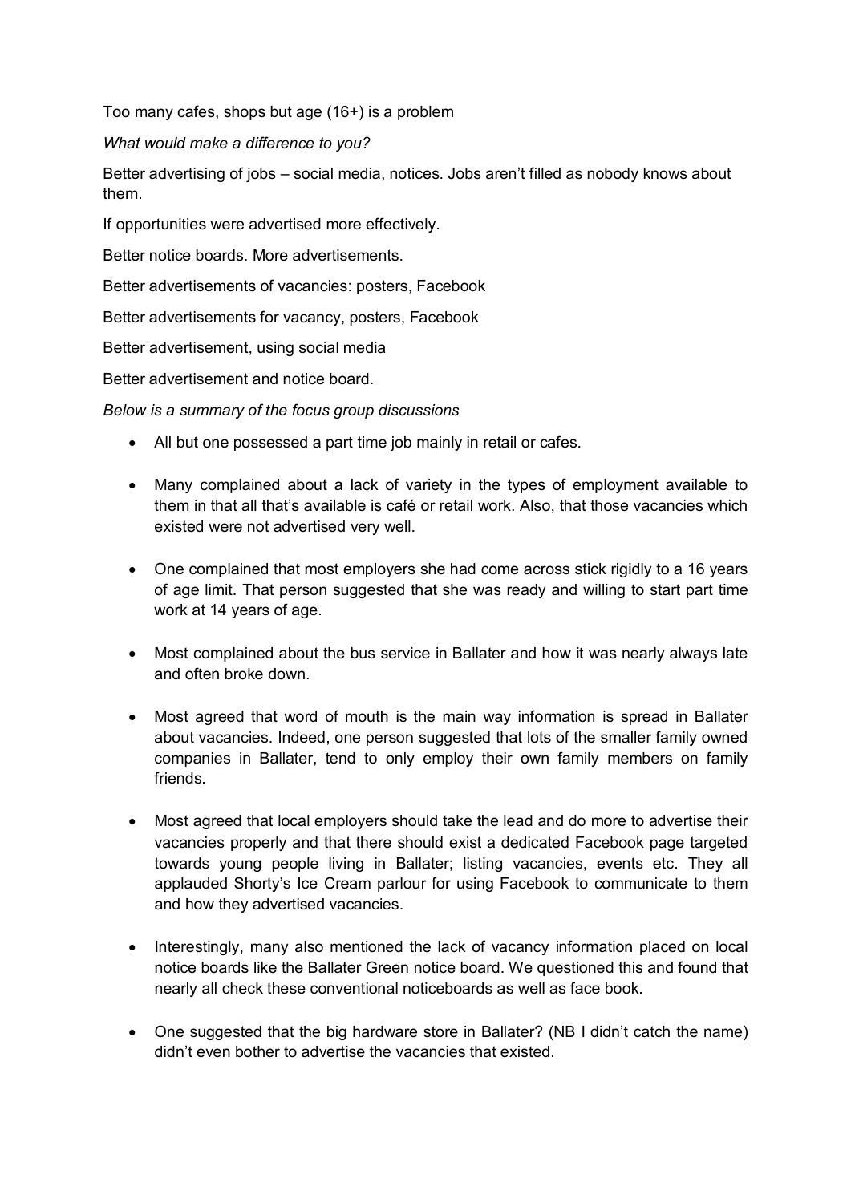Too many cafes, shops but age (16+) is a problem

*What would make a difference to you?*

Better advertising of jobs – social media, notices. Jobs aren't filled as nobody knows about them.

If opportunities were advertised more effectively.

Better notice boards. More advertisements.

Better advertisements of vacancies: posters, Facebook

Better advertisements for vacancy, posters, Facebook

Better advertisement, using social media

Better advertisement and notice board.

*Below is a summary of the focus group discussions*

- All but one possessed a part time job mainly in retail or cafes.

- Many complained about a lack of variety in the types of employment available to them in that all that's available is café or retail work. Also, that those vacancies which existed were not advertised very well.

- One complained that most employers she had come across stick rigidly to a 16 years of age limit. That person suggested that she was ready and willing to start part time work at 14 years of age.

- Most complained about the bus service in Ballater and how it was nearly always late and often broke down.

- Most agreed that word of mouth is the main way information is spread in Ballater about vacancies. Indeed, one person suggested that lots of the smaller family owned companies in Ballater, tend to only employ their own family members on family friends.

- Most agreed that local employers should take the lead and do more to advertise their vacancies properly and that there should exist a dedicated Facebook page targeted towards young people living in Ballater; listing vacancies, events etc. They all applauded Shorty's Ice Cream parlour for using Facebook to communicate to them and how they advertised vacancies.

- Interestingly, many also mentioned the lack of vacancy information placed on local notice boards like the Ballater Green notice board. We questioned this and found that nearly all check these conventional noticeboards as well as face book.

- One suggested that the big hardware store in Ballater? (NB I didn't catch the name) didn't even bother to advertise the vacancies that existed.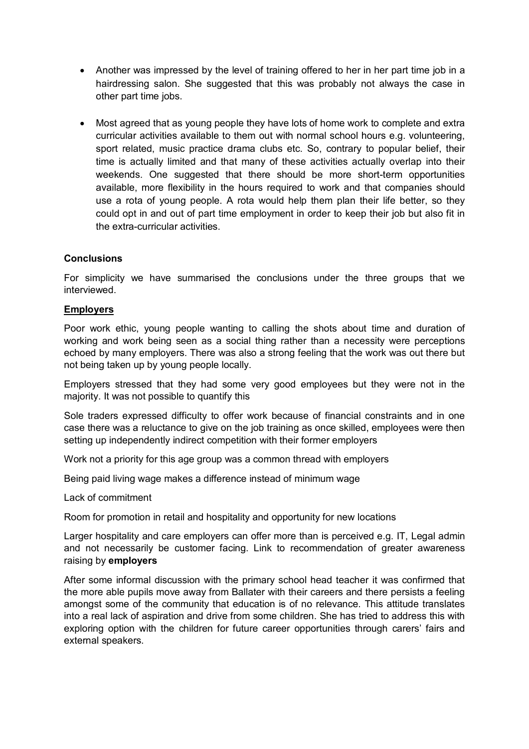- Another was impressed by the level of training offered to her in her part time job in a hairdressing salon. She suggested that this was probably not always the case in other part time jobs.

- Most agreed that as young people they have lots of home work to complete and extra curricular activities available to them out with normal school hours e.g. volunteering, sport related, music practice drama clubs etc. So, contrary to popular belief, their time is actually limited and that many of these activities actually overlap into their weekends. One suggested that there should be more short-term opportunities available, more flexibility in the hours required to work and that companies should use a rota of young people. A rota would help them plan their life better, so they could opt in and out of part time employment in order to keep their job but also fit in the extra-curricular activities.

**Conclusions**

For simplicity we have summarised the conclusions under the three groups that we interviewed.

**Employers**

Poor work ethic, young people wanting to calling the shots about time and duration of working and work being seen as a social thing rather than a necessity were perceptions echoed by many employers. There was also a strong feeling that the work was out there but not being taken up by young people locally.

Employers stressed that they had some very good employees but they were not in the majority. It was not possible to quantify this

Sole traders expressed difficulty to offer work because of financial constraints and in one case there was a reluctance to give on the job training as once skilled, employees were then setting up independently indirect competition with their former employers

Work not a priority for this age group was a common thread with employers

Being paid living wage makes a difference instead of minimum wage

Lack of commitment

Room for promotion in retail and hospitality and opportunity for new locations

Larger hospitality and care employers can offer more than is perceived e.g. IT, Legal admin and not necessarily be customer facing. Link to recommendation of greater awareness raising by **employers**

After some informal discussion with the primary school head teacher it was confirmed that the more able pupils move away from Ballater with their careers and there persists a feeling amongst some of the community that education is of no relevance. This attitude translates into a real lack of aspiration and drive from some children. She has tried to address this with exploring option with the children for future career opportunities through carers' fairs and external speakers.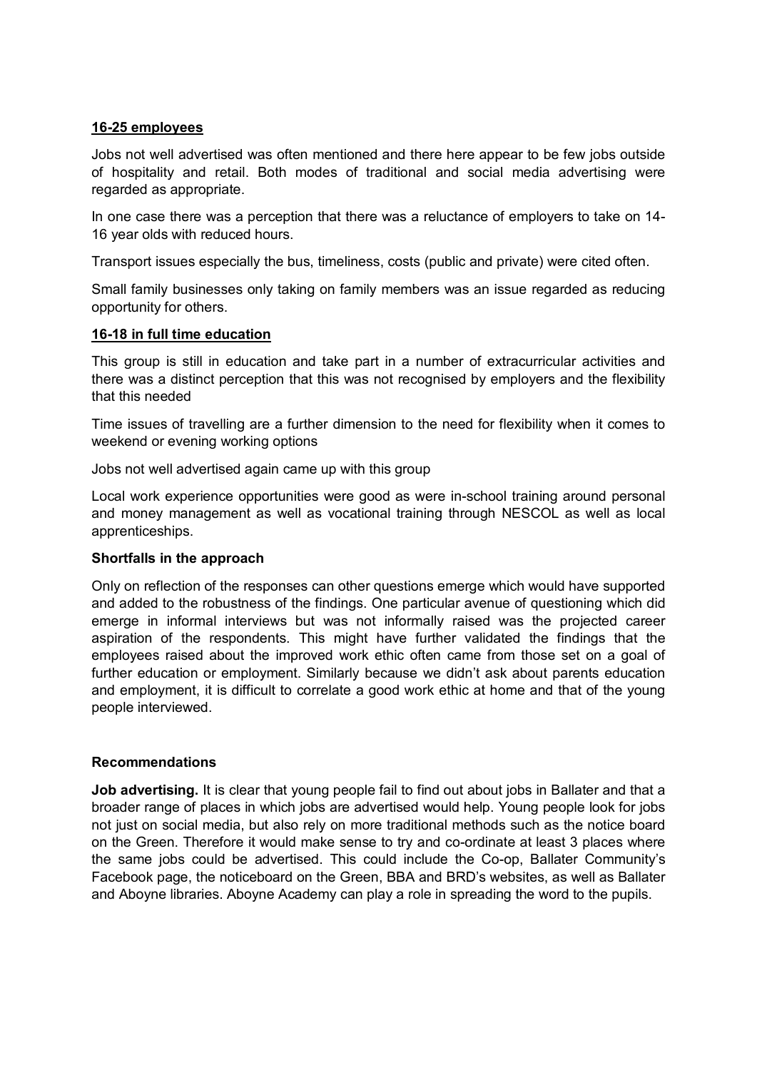<u>**16-25 employees**</u>

Jobs not well advertised was often mentioned and there here appear to be few jobs outside of hospitality and retail. Both modes of traditional and social media advertising were regarded as appropriate.

In one case there was a perception that there was a reluctance of employers to take on 14-16 year olds with reduced hours.

Transport issues especially the bus, timeliness, costs (public and private) were cited often.

Small family businesses only taking on family members was an issue regarded as reducing opportunity for others.

<u>**16-18 in full time education**</u>

This group is still in education and take part in a number of extracurricular activities and there was a distinct perception that this was not recognised by employers and the flexibility that this needed

Time issues of travelling are a further dimension to the need for flexibility when it comes to weekend or evening working options

Jobs not well advertised again came up with this group

Local work experience opportunities were good as were in-school training around personal and money management as well as vocational training through NESCOL as well as local apprenticeships.

**Shortfalls in the approach**

Only on reflection of the responses can other questions emerge which would have supported and added to the robustness of the findings. One particular avenue of questioning which did emerge in informal interviews but was not informally raised was the projected career aspiration of the respondents. This might have further validated the findings that the employees raised about the improved work ethic often came from those set on a goal of further education or employment. Similarly because we didn't ask about parents education and employment, it is difficult to correlate a good work ethic at home and that of the young people interviewed.

**Recommendations**

**Job advertising.** It is clear that young people fail to find out about jobs in Ballater and that a broader range of places in which jobs are advertised would help. Young people look for jobs not just on social media, but also rely on more traditional methods such as the notice board on the Green. Therefore it would make sense to try and co-ordinate at least 3 places where the same jobs could be advertised. This could include the Co-op, Ballater Community's Facebook page, the noticeboard on the Green, BBA and BRD's websites, as well as Ballater and Aboyne libraries. Aboyne Academy can play a role in spreading the word to the pupils.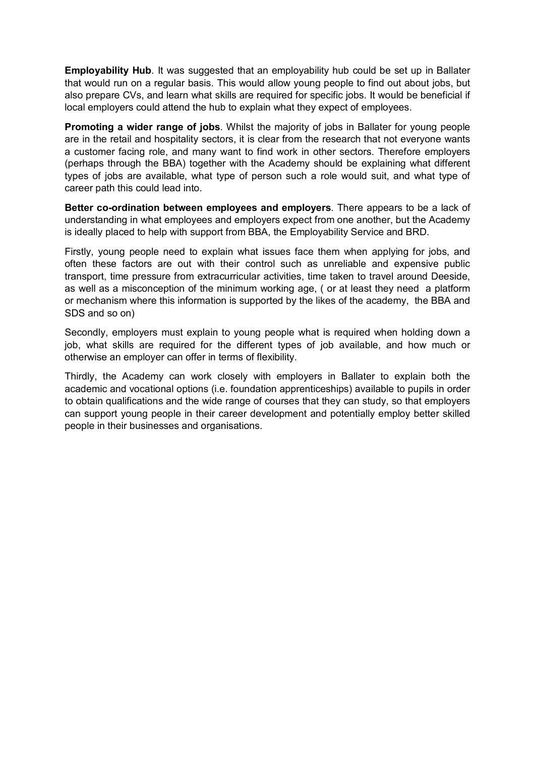**Employability Hub**. It was suggested that an employability hub could be set up in Ballater that would run on a regular basis. This would allow young people to find out about jobs, but also prepare CVs, and learn what skills are required for specific jobs. It would be beneficial if local employers could attend the hub to explain what they expect of employees.

**Promoting a wider range of jobs**. Whilst the majority of jobs in Ballater for young people are in the retail and hospitality sectors, it is clear from the research that not everyone wants a customer facing role, and many want to find work in other sectors. Therefore employers (perhaps through the BBA) together with the Academy should be explaining what different types of jobs are available, what type of person such a role would suit, and what type of career path this could lead into.

**Better co-ordination between employees and employers**. There appears to be a lack of understanding in what employees and employers expect from one another, but the Academy is ideally placed to help with support from BBA, the Employability Service and BRD.

Firstly, young people need to explain what issues face them when applying for jobs, and often these factors are out with their control such as unreliable and expensive public transport, time pressure from extracurricular activities, time taken to travel around Deeside, as well as a misconception of the minimum working age, ( or at least they need a platform or mechanism where this information is supported by the likes of the academy, the BBA and SDS and so on)

Secondly, employers must explain to young people what is required when holding down a job, what skills are required for the different types of job available, and how much or otherwise an employer can offer in terms of flexibility.

Thirdly, the Academy can work closely with employers in Ballater to explain both the academic and vocational options (i.e. foundation apprenticeships) available to pupils in order to obtain qualifications and the wide range of courses that they can study, so that employers can support young people in their career development and potentially employ better skilled people in their businesses and organisations.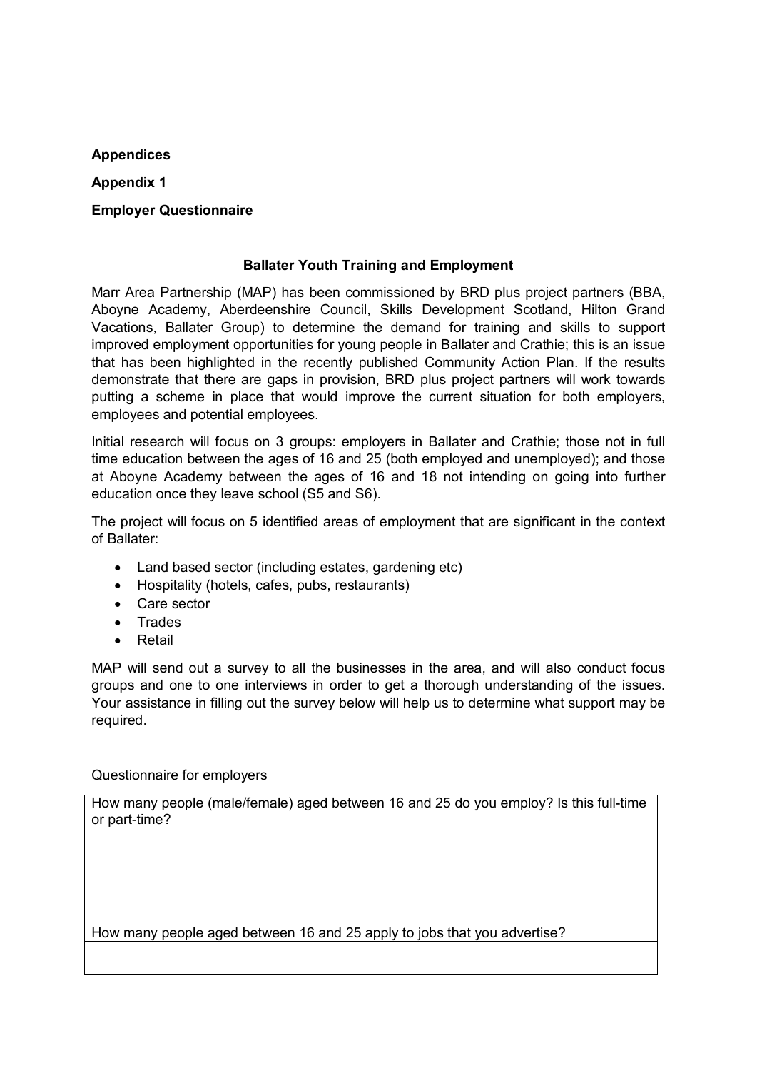**Appendices**

**Appendix 1**

**Employer Questionnaire**

**Ballater Youth Training and Employment**

Marr Area Partnership (MAP) has been commissioned by BRD plus project partners (BBA, Aboyne Academy, Aberdeenshire Council, Skills Development Scotland, Hilton Grand Vacations, Ballater Group) to determine the demand for training and skills to support improved employment opportunities for young people in Ballater and Crathie; this is an issue that has been highlighted in the recently published Community Action Plan. If the results demonstrate that there are gaps in provision, BRD plus project partners will work towards putting a scheme in place that would improve the current situation for both employers, employees and potential employees.

Initial research will focus on 3 groups: employers in Ballater and Crathie; those not in full time education between the ages of 16 and 25 (both employed and unemployed); and those at Aboyne Academy between the ages of 16 and 18 not intending on going into further education once they leave school (S5 and S6).

The project will focus on 5 identified areas of employment that are significant in the context of Ballater:

- Land based sector (including estates, gardening etc)
- Hospitality (hotels, cafes, pubs, restaurants)
- Care sector
- Trades
- Retail

MAP will send out a survey to all the businesses in the area, and will also conduct focus groups and one to one interviews in order to get a thorough understanding of the issues. Your assistance in filling out the survey below will help us to determine what support may be required.

Questionnaire for employers

| How many people (male/female) aged between 16 and 25 do you employ? Is this full-time or part-time? |
|---|
| |
| How many people aged between 16 and 25 apply to jobs that you advertise? |
| |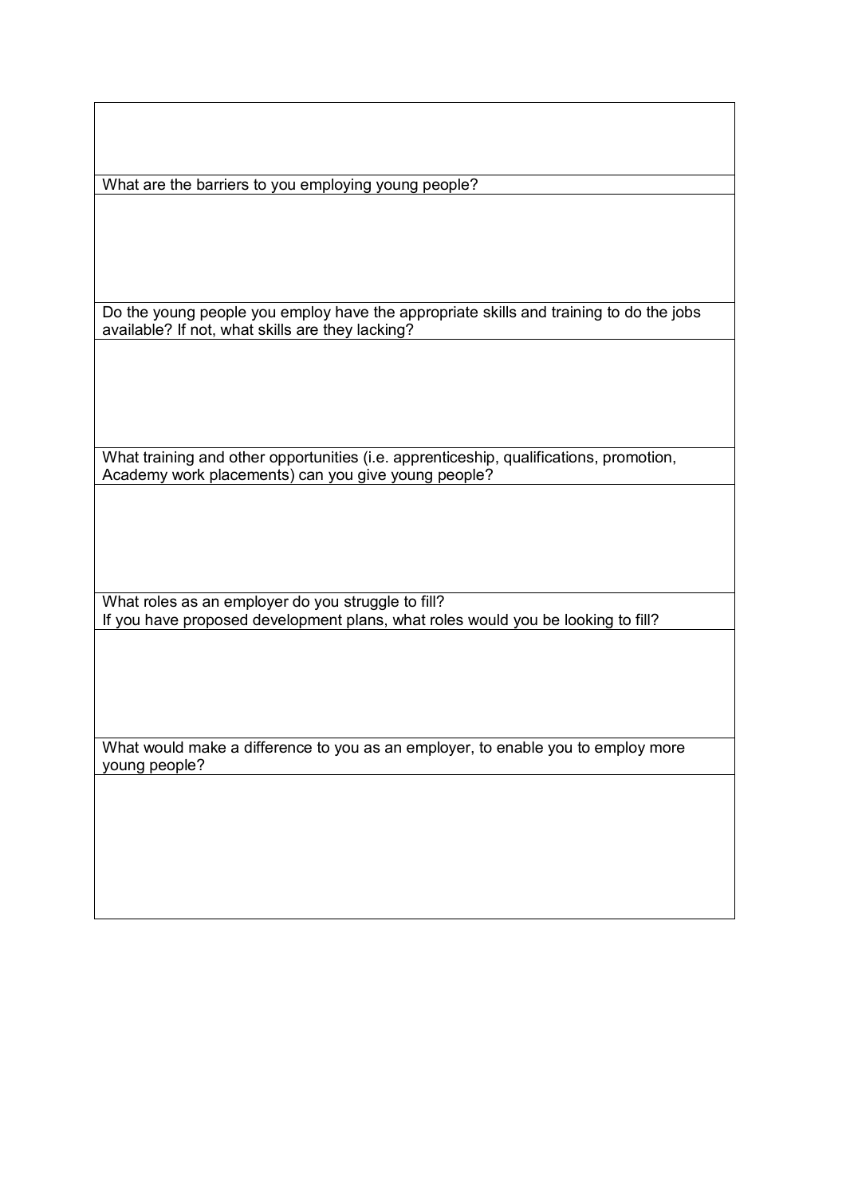| |
|---|
| |
| What are the barriers to you employing young people? |
| |
| Do the young people you employ have the appropriate skills and training to do the jobs available? If not, what skills are they lacking? |
| |
| What training and other opportunities (i.e. apprenticeship, qualifications, promotion, Academy work placements) can you give young people? |
| |
| What roles as an employer do you struggle to fill?<br>If you have proposed development plans, what roles would you be looking to fill? |
| |
| What would make a difference to you as an employer, to enable you to employ more young people? |
| |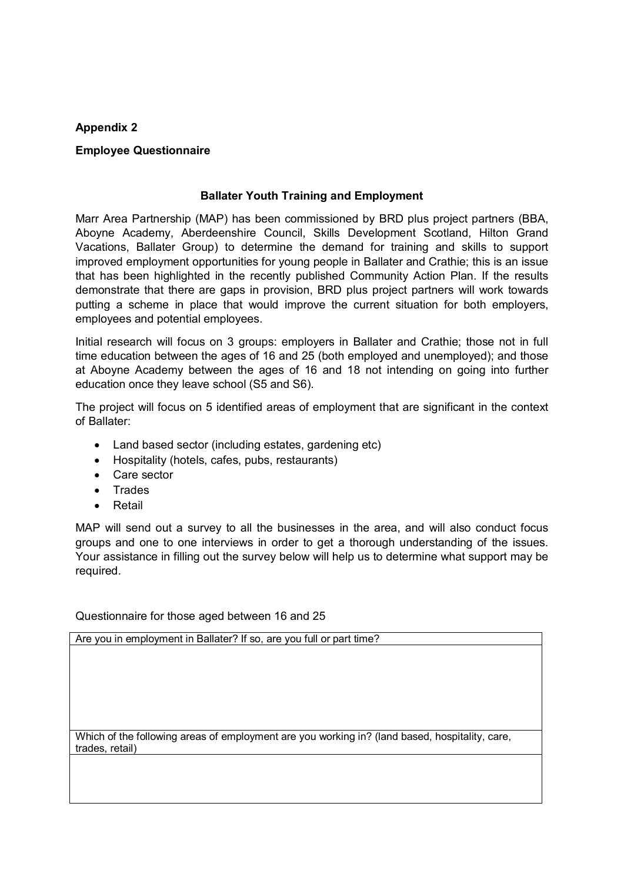**Appendix 2**

**Employee Questionnaire**

**Ballater Youth Training and Employment**

Marr Area Partnership (MAP) has been commissioned by BRD plus project partners (BBA, Aboyne Academy, Aberdeenshire Council, Skills Development Scotland, Hilton Grand Vacations, Ballater Group) to determine the demand for training and skills to support improved employment opportunities for young people in Ballater and Crathie; this is an issue that has been highlighted in the recently published Community Action Plan. If the results demonstrate that there are gaps in provision, BRD plus project partners will work towards putting a scheme in place that would improve the current situation for both employers, employees and potential employees.

Initial research will focus on 3 groups: employers in Ballater and Crathie; those not in full time education between the ages of 16 and 25 (both employed and unemployed); and those at Aboyne Academy between the ages of 16 and 18 not intending on going into further education once they leave school (S5 and S6).

The project will focus on 5 identified areas of employment that are significant in the context of Ballater:

- Land based sector (including estates, gardening etc)
- Hospitality (hotels, cafes, pubs, restaurants)
- Care sector
- Trades
- Retail

MAP will send out a survey to all the businesses in the area, and will also conduct focus groups and one to one interviews in order to get a thorough understanding of the issues. Your assistance in filling out the survey below will help us to determine what support may be required.

Questionnaire for those aged between 16 and 25

| Are you in employment in Ballater? If so, are you full or part time? |
|---|
| |
| Which of the following areas of employment are you working in? (land based, hospitality, care, trades, retail) |
| |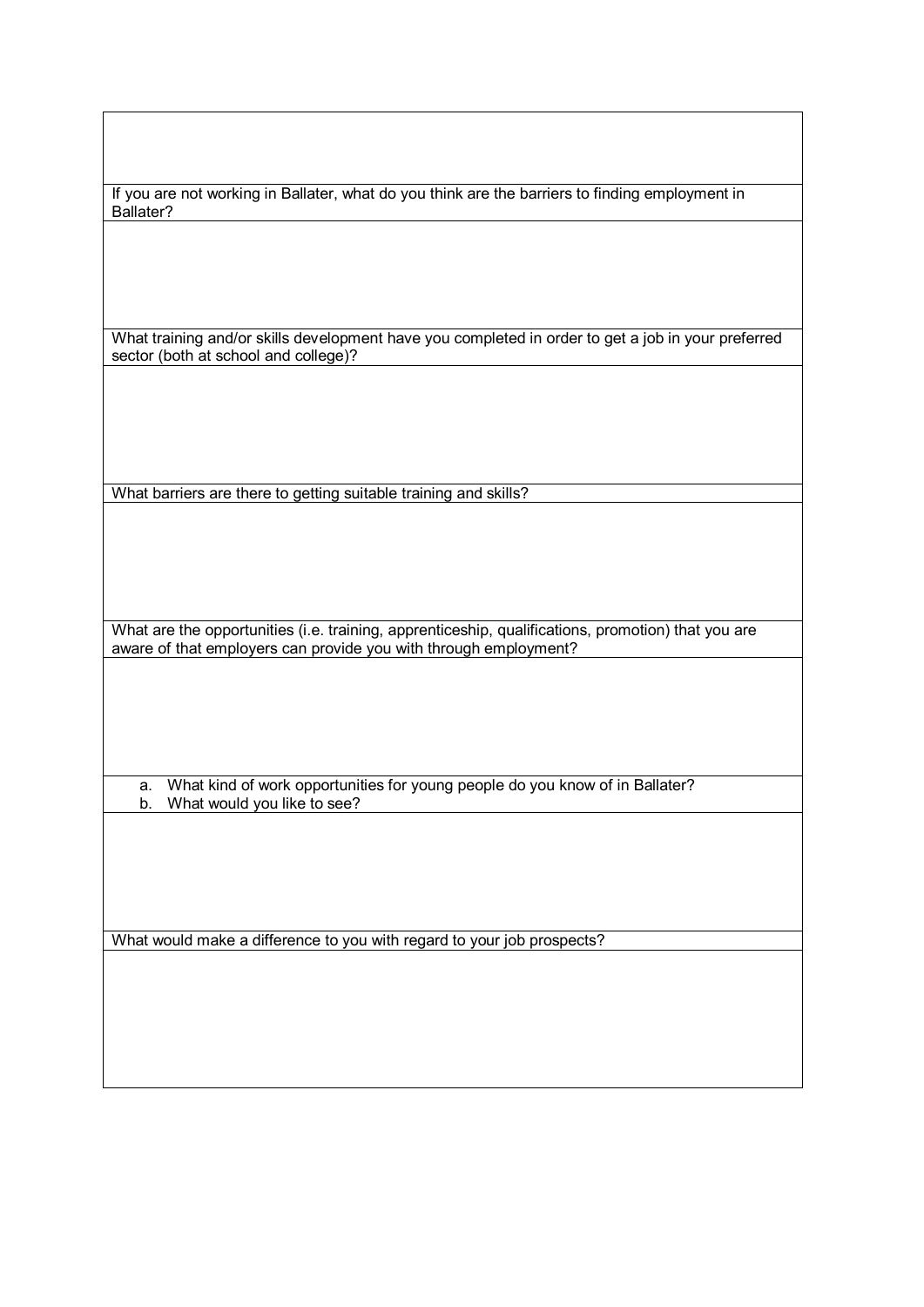| |
|---|
| |
| If you are not working in Ballater, what do you think are the barriers to finding employment in Ballater? |
| |
| What training and/or skills development have you completed in order to get a job in your preferred sector (both at school and college)? |
| |
| What barriers are there to getting suitable training and skills? |
| |
| What are the opportunities (i.e. training, apprenticeship, qualifications, promotion) that you are aware of that employers can provide you with through employment? |
| |
| a. What kind of work opportunities for young people do you know of in Ballater?<br>b. What would you like to see? |
| |
| What would make a difference to you with regard to your job prospects? |
| |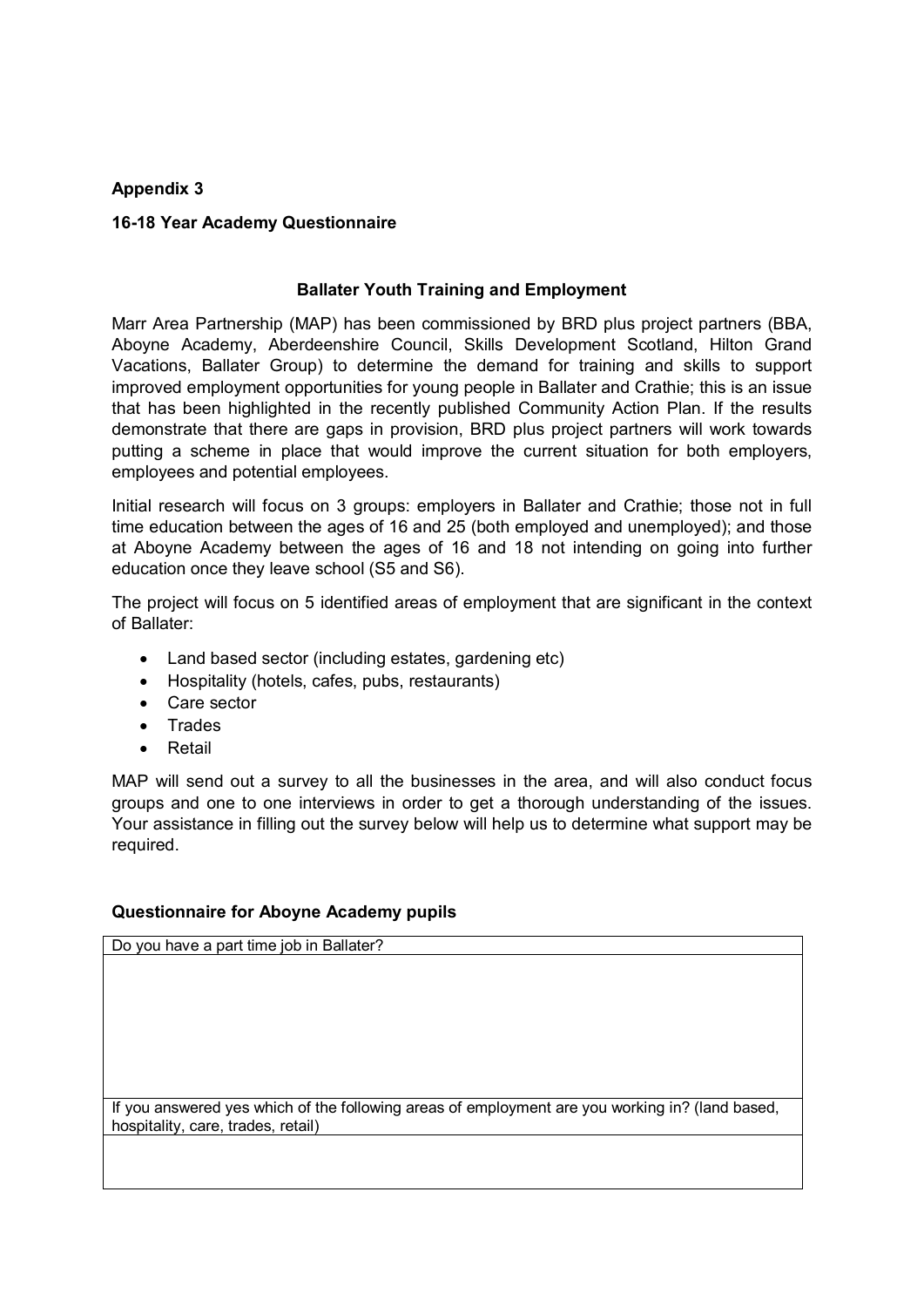**Appendix 3**

**16-18 Year Academy Questionnaire**

**Ballater Youth Training and Employment**

Marr Area Partnership (MAP) has been commissioned by BRD plus project partners (BBA, Aboyne Academy, Aberdeenshire Council, Skills Development Scotland, Hilton Grand Vacations, Ballater Group) to determine the demand for training and skills to support improved employment opportunities for young people in Ballater and Crathie; this is an issue that has been highlighted in the recently published Community Action Plan. If the results demonstrate that there are gaps in provision, BRD plus project partners will work towards putting a scheme in place that would improve the current situation for both employers, employees and potential employees.

Initial research will focus on 3 groups: employers in Ballater and Crathie; those not in full time education between the ages of 16 and 25 (both employed and unemployed); and those at Aboyne Academy between the ages of 16 and 18 not intending on going into further education once they leave school (S5 and S6).

The project will focus on 5 identified areas of employment that are significant in the context of Ballater:

- Land based sector (including estates, gardening etc)
- Hospitality (hotels, cafes, pubs, restaurants)
- Care sector
- Trades
- Retail

MAP will send out a survey to all the businesses in the area, and will also conduct focus groups and one to one interviews in order to get a thorough understanding of the issues. Your assistance in filling out the survey below will help us to determine what support may be required.

**Questionnaire for Aboyne Academy pupils**

| Do you have a part time job in Ballater? |
|---|
| |
| If you answered yes which of the following areas of employment are you working in? (land based, hospitality, care, trades, retail) |
| |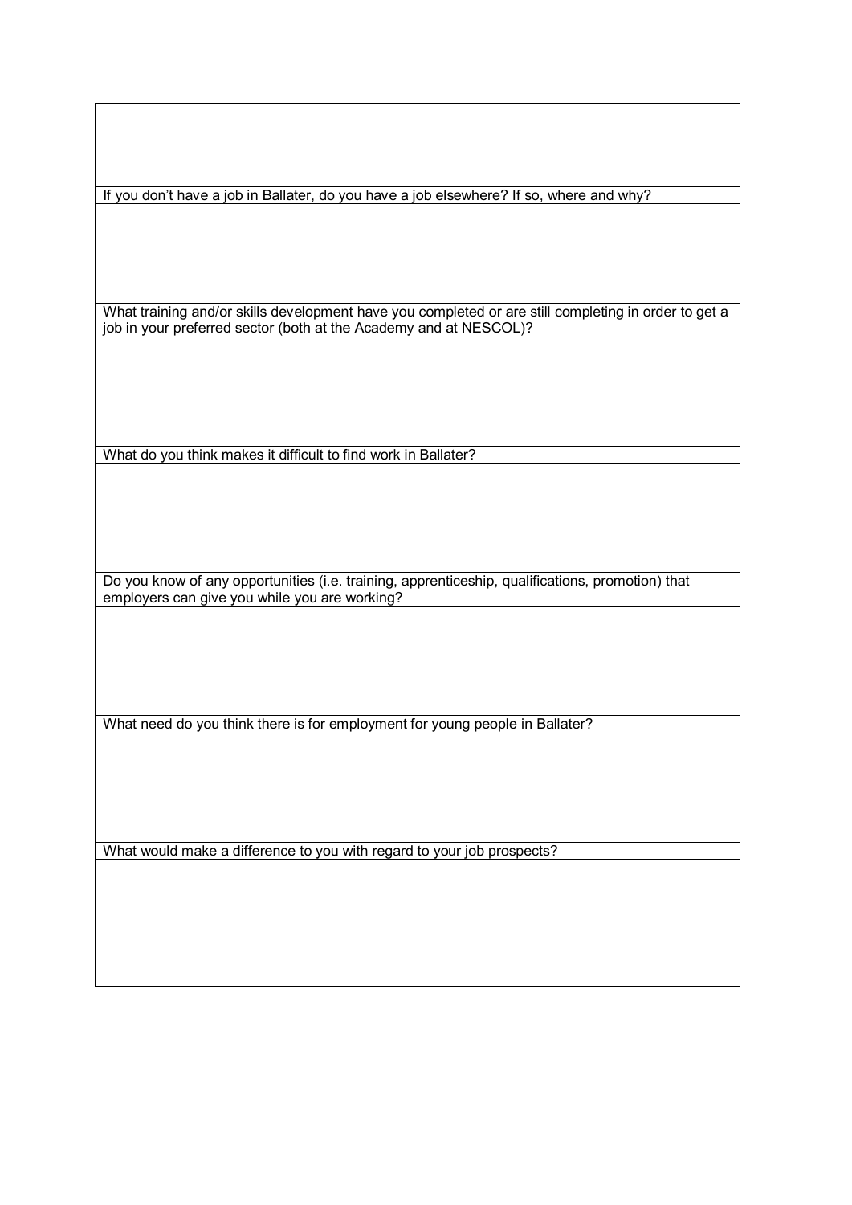If you don't have a job in Ballater, do you have a job elsewhere? If so, where and why?

What training and/or skills development have you completed or are still completing in order to get a job in your preferred sector (both at the Academy and at NESCOL)?

What do you think makes it difficult to find work in Ballater?

Do you know of any opportunities (i.e. training, apprenticeship, qualifications, promotion) that employers can give you while you are working?

What need do you think there is for employment for young people in Ballater?

What would make a difference to you with regard to your job prospects?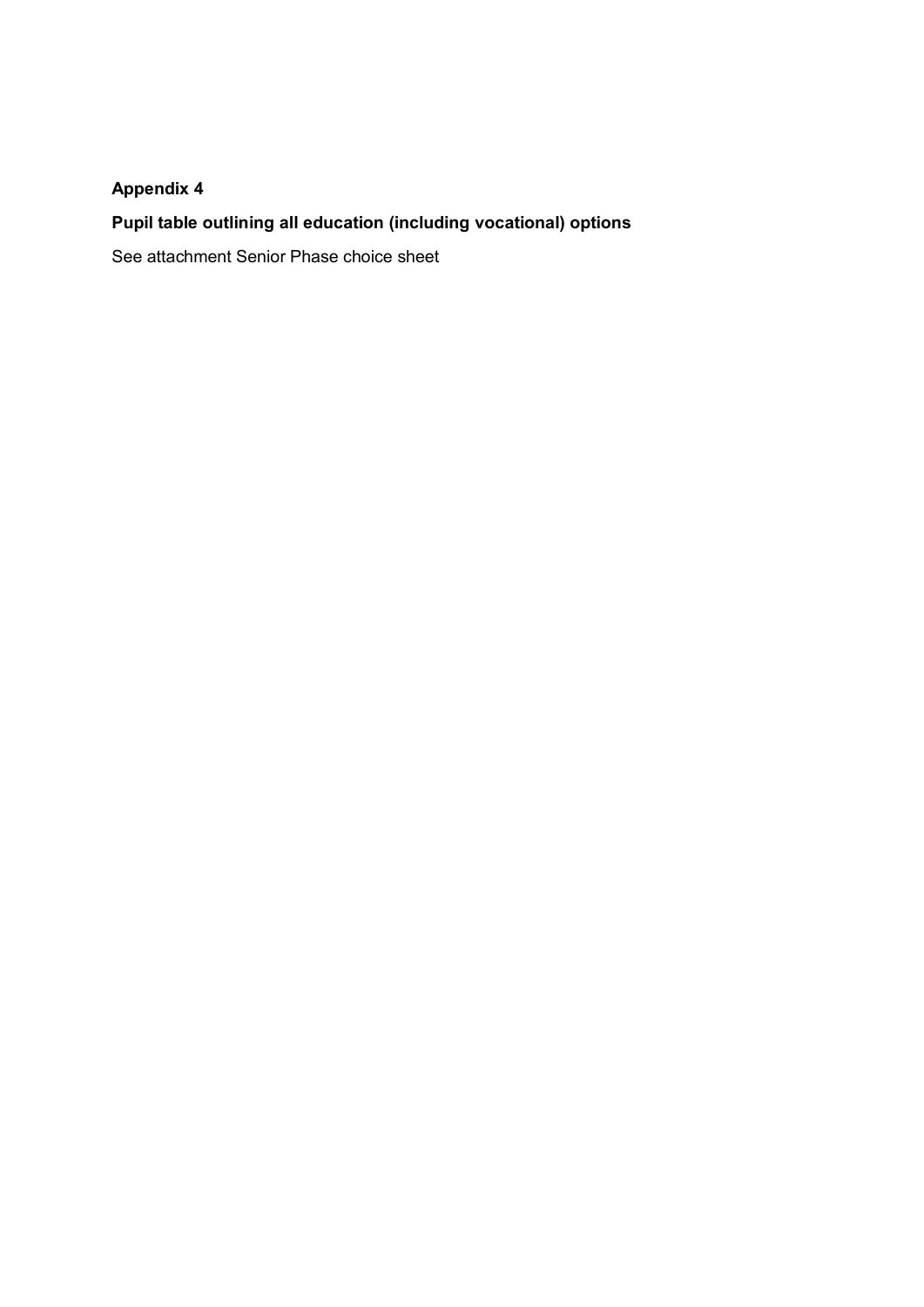**Appendix 4**

**Pupil table outlining all education (including vocational) options**

See attachment Senior Phase choice sheet